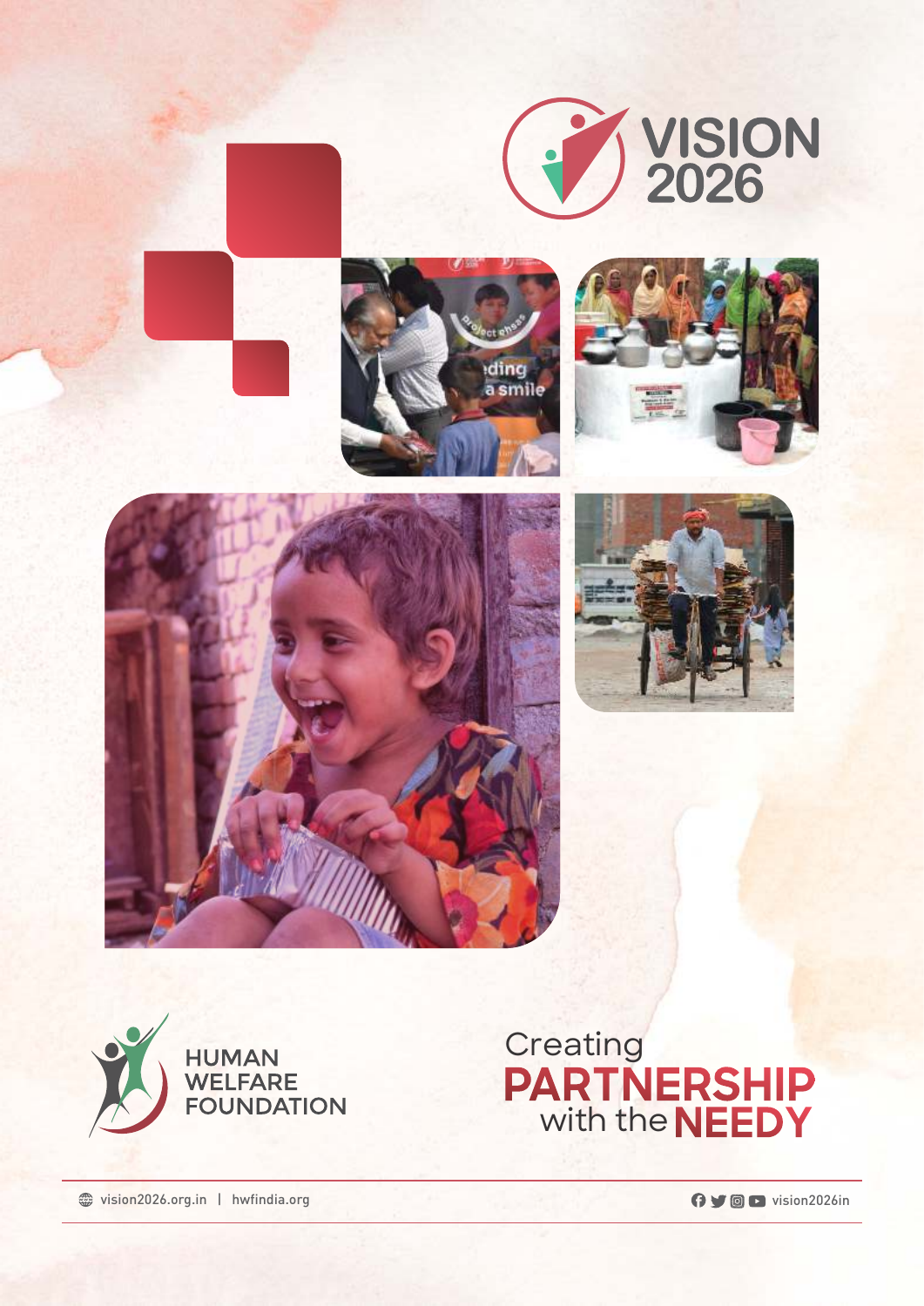# VISION 2026

HUMAN WELFARE FOUNDATION

## Creating PARTNERSHIP with the NEEDY

vision2026.org.in | hwfindia.org

vision2026in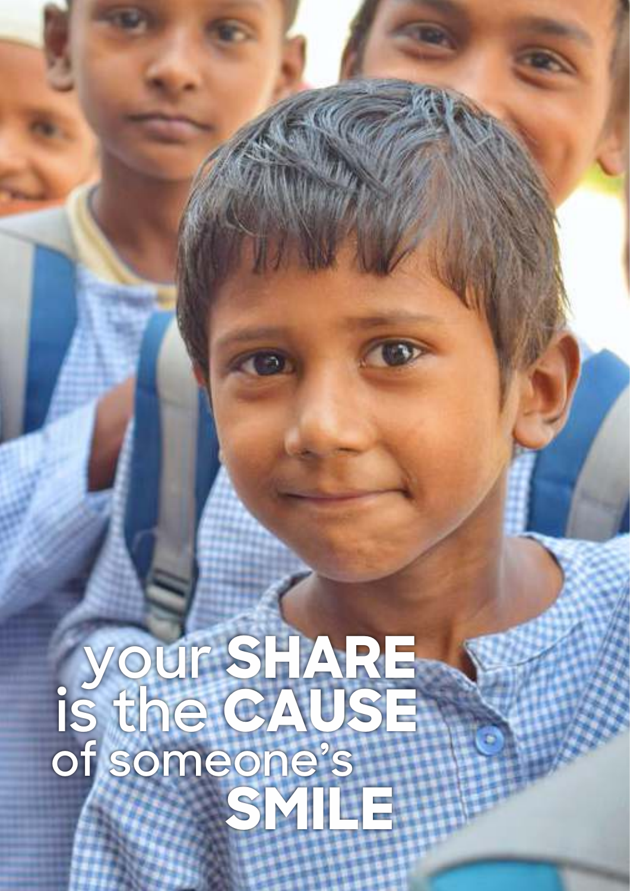your **SHARE**
is the **CAUSE**
of someone's
**SMILE**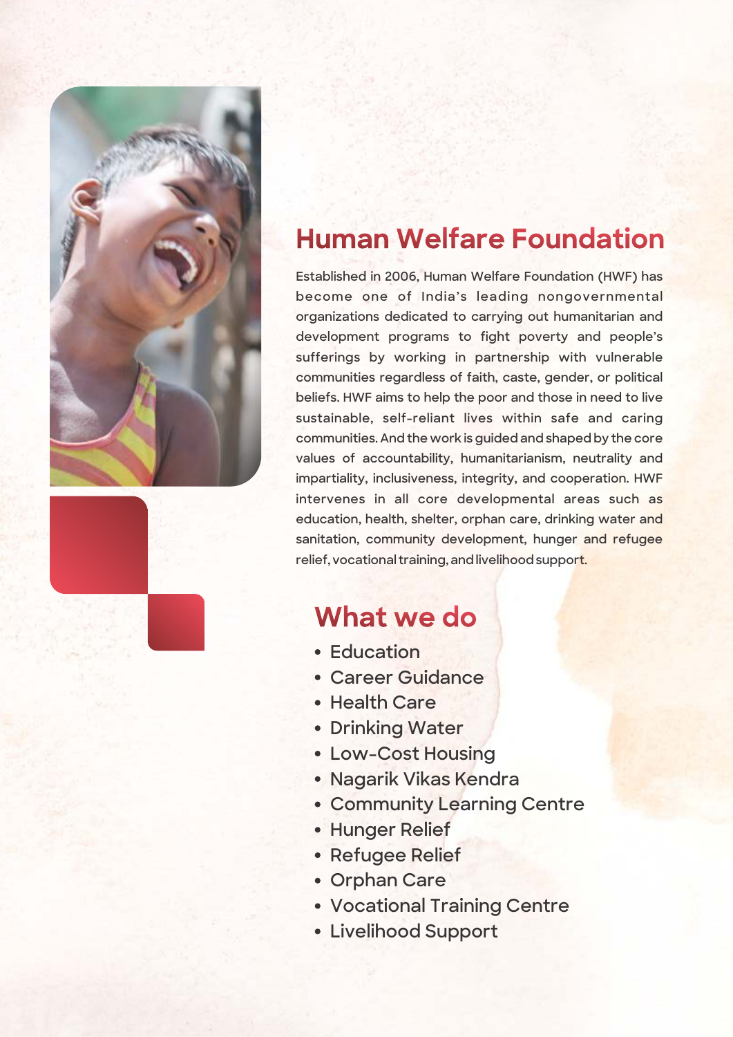## Human Welfare Foundation

Established in 2006, Human Welfare Foundation (HWF) has become one of India's leading nongovernmental organizations dedicated to carrying out humanitarian and development programs to fight poverty and people's sufferings by working in partnership with vulnerable communities regardless of faith, caste, gender, or political beliefs. HWF aims to help the poor and those in need to live sustainable, self-reliant lives within safe and caring communities. And the work is guided and shaped by the core values of accountability, humanitarianism, neutrality and impartiality, inclusiveness, integrity, and cooperation. HWF intervenes in all core developmental areas such as education, health, shelter, orphan care, drinking water and sanitation, community development, hunger and refugee relief, vocational training, and livelihood support.

## What we do

- Education
- Career Guidance
- Health Care
- Drinking Water
- Low-Cost Housing
- Nagarik Vikas Kendra
- Community Learning Centre
- Hunger Relief
- Refugee Relief
- Orphan Care
- Vocational Training Centre
- Livelihood Support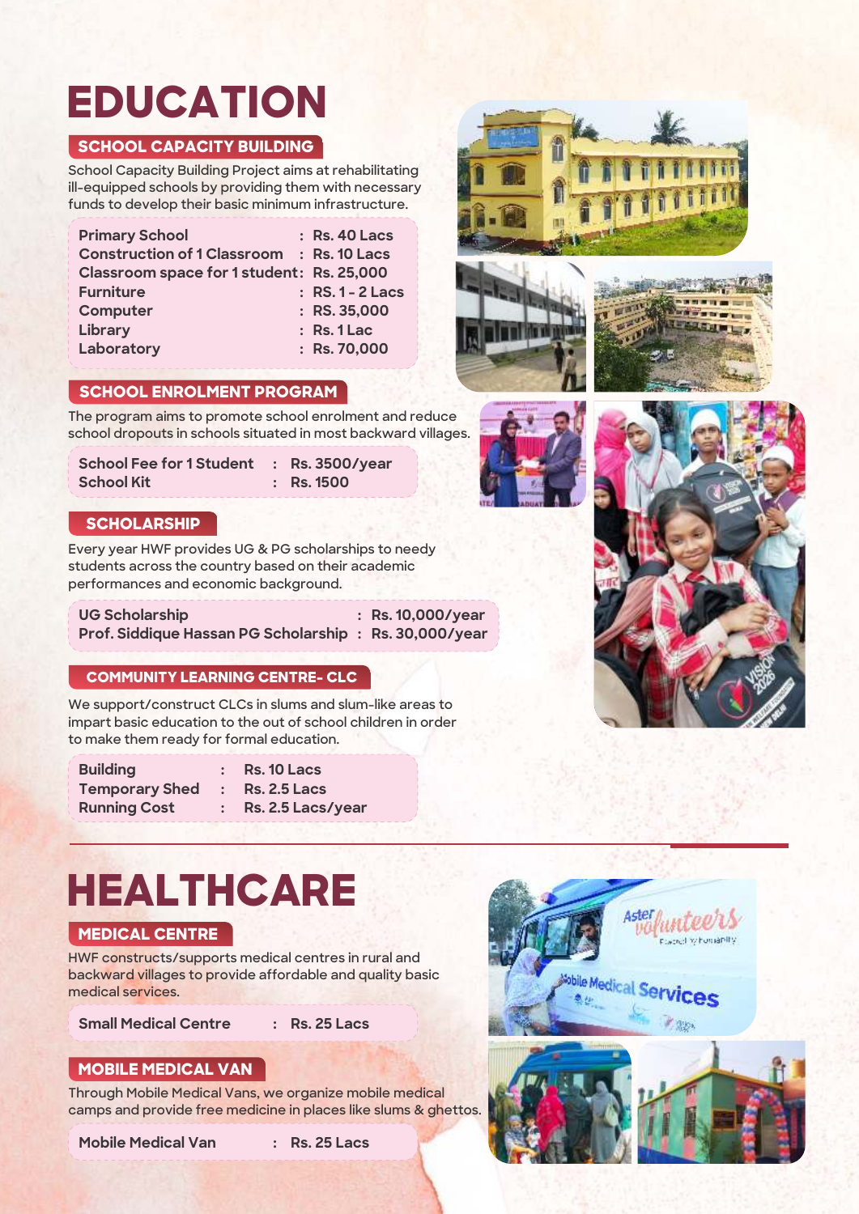# EDUCATION

## SCHOOL CAPACITY BUILDING

School Capacity Building Project aims at rehabilitating ill-equipped schools by providing them with necessary funds to develop their basic minimum infrastructure.

| Item | Cost |
|---|---|
| Primary School | Rs. 40 Lacs |
| Construction of 1 Classroom | Rs. 10 Lacs |
| Classroom space for 1 student | Rs. 25,000 |
| Furniture | RS. 1 - 2 Lacs |
| Computer | RS. 35,000 |
| Library | Rs. 1 Lac |
| Laboratory | Rs. 70,000 |

## SCHOOL ENROLMENT PROGRAM

The program aims to promote school enrolment and reduce school dropouts in schools situated in most backward villages.

| Item | Cost |
|---|---|
| School Fee for 1 Student | Rs. 3500/year |
| School Kit | Rs. 1500 |

## SCHOLARSHIP

Every year HWF provides UG & PG scholarships to needy students across the country based on their academic performances and economic background.

| Item | Cost |
|---|---|
| UG Scholarship | Rs. 10,000/year |
| Prof. Siddique Hassan PG Scholarship | Rs. 30,000/year |

## COMMUNITY LEARNING CENTRE- CLC

We support/construct CLCs in slums and slum-like areas to impart basic education to the out of school children in order to make them ready for formal education.

| Item | Cost |
|---|---|
| Building | Rs. 10 Lacs |
| Temporary Shed | Rs. 2.5 Lacs |
| Running Cost | Rs. 2.5 Lacs/year |

# HEALTHCARE

## MEDICAL CENTRE

HWF constructs/supports medical centres in rural and backward villages to provide affordable and quality basic medical services.

| Item | Cost |
|---|---|
| Small Medical Centre | Rs. 25 Lacs |

## MOBILE MEDICAL VAN

Through Mobile Medical Vans, we organize mobile medical camps and provide free medicine in places like slums & ghettos.

| Item | Cost |
|---|---|
| Mobile Medical Van | Rs. 25 Lacs |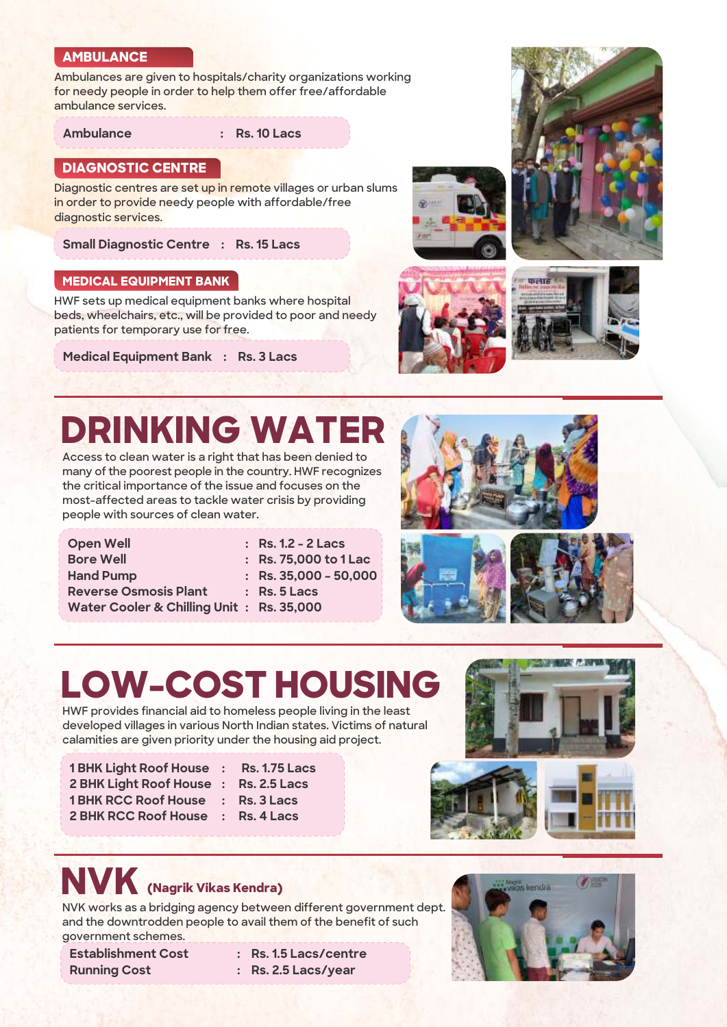## AMBULANCE

Ambulances are given to hospitals/charity organizations working for needy people in order to help them offer free/affordable ambulance services.

| Item | Cost |
|---|---|
| Ambulance | Rs. 10 Lacs |

## DIAGNOSTIC CENTRE

Diagnostic centres are set up in remote villages or urban slums in order to provide needy people with affordable/free diagnostic services.

| Item | Cost |
|---|---|
| Small Diagnostic Centre | Rs. 15 Lacs |

## MEDICAL EQUIPMENT BANK

HWF sets up medical equipment banks where hospital beds, wheelchairs, etc., will be provided to poor and needy patients for temporary use for free.

| Item | Cost |
|---|---|
| Medical Equipment Bank | Rs. 3 Lacs |

# DRINKING WATER

Access to clean water is a right that has been denied to many of the poorest people in the country. HWF recognizes the critical importance of the issue and focuses on the most-affected areas to tackle water crisis by providing people with sources of clean water.

| Item | Cost |
|---|---|
| Open Well | Rs. 1.2 - 2 Lacs |
| Bore Well | Rs. 75,000 to 1 Lac |
| Hand Pump | Rs. 35,000 - 50,000 |
| Reverse Osmosis Plant | Rs. 5 Lacs |
| Water Cooler & Chilling Unit | Rs. 35,000 |

# LOW-COST HOUSING

HWF provides financial aid to homeless people living in the least developed villages in various North Indian states. Victims of natural calamities are given priority under the housing aid project.

| Item | Cost |
|---|---|
| 1 BHK Light Roof House | Rs. 1.75 Lacs |
| 2 BHK Light Roof House | Rs. 2.5 Lacs |
| 1 BHK RCC Roof House | Rs. 3 Lacs |
| 2 BHK RCC Roof House | Rs. 4 Lacs |

# NVK (Nagrik Vikas Kendra)

NVK works as a bridging agency between different government dept. and the downtrodden people to avail them of the benefit of such government schemes.

| Item | Cost |
|---|---|
| Establishment Cost | Rs. 1.5 Lacs/centre |
| Running Cost | Rs. 2.5 Lacs/year |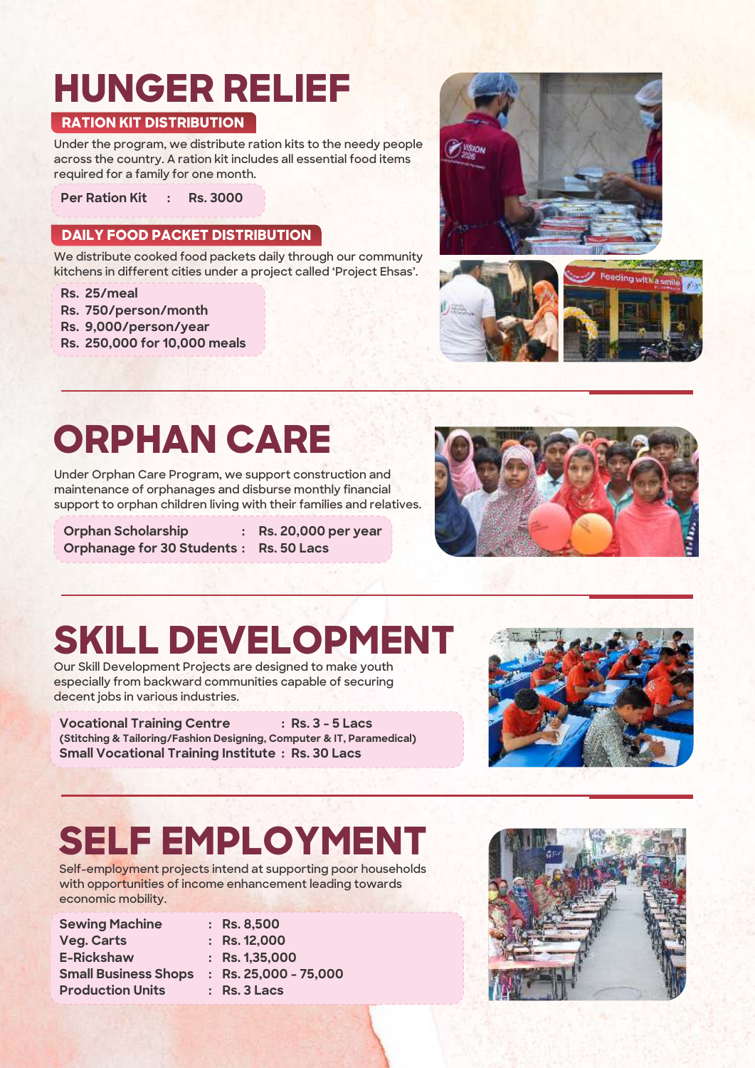# HUNGER RELIEF

## RATION KIT DISTRIBUTION

Under the program, we distribute ration kits to the needy people across the country. A ration kit includes all essential food items required for a family for one month.

**Per Ration Kit : Rs. 3000**

## DAILY FOOD PACKET DISTRIBUTION

We distribute cooked food packets daily through our community kitchens in different cities under a project called 'Project Ehsas'.

**Rs. 25/meal**
**Rs. 750/person/month**
**Rs. 9,000/person/year**
**Rs. 250,000 for 10,000 meals**

# ORPHAN CARE

Under Orphan Care Program, we support construction and maintenance of orphanages and disburse monthly financial support to orphan children living with their families and relatives.

| | | |
|---|---|---|
| **Orphan Scholarship** | : | **Rs. 20,000 per year** |
| **Orphanage for 30 Students** | : | **Rs. 50 Lacs** |

# SKILL DEVELOPMENT

Our Skill Development Projects are designed to make youth especially from backward communities capable of securing decent jobs in various industries.

**Vocational Training Centre : Rs. 3 - 5 Lacs**
**(Stitching & Tailoring/Fashion Designing, Computer & IT, Paramedical)**
**Small Vocational Training Institute : Rs. 30 Lacs**

# SELF EMPLOYMENT

Self-employment projects intend at supporting poor households with opportunities of income enhancement leading towards economic mobility.

| | | |
|---|---|---|
| **Sewing Machine** | : | **Rs. 8,500** |
| **Veg. Carts** | : | **Rs. 12,000** |
| **E-Rickshaw** | : | **Rs. 1,35,000** |
| **Small Business Shops** | : | **Rs. 25,000 - 75,000** |
| **Production Units** | : | **Rs. 3 Lacs** |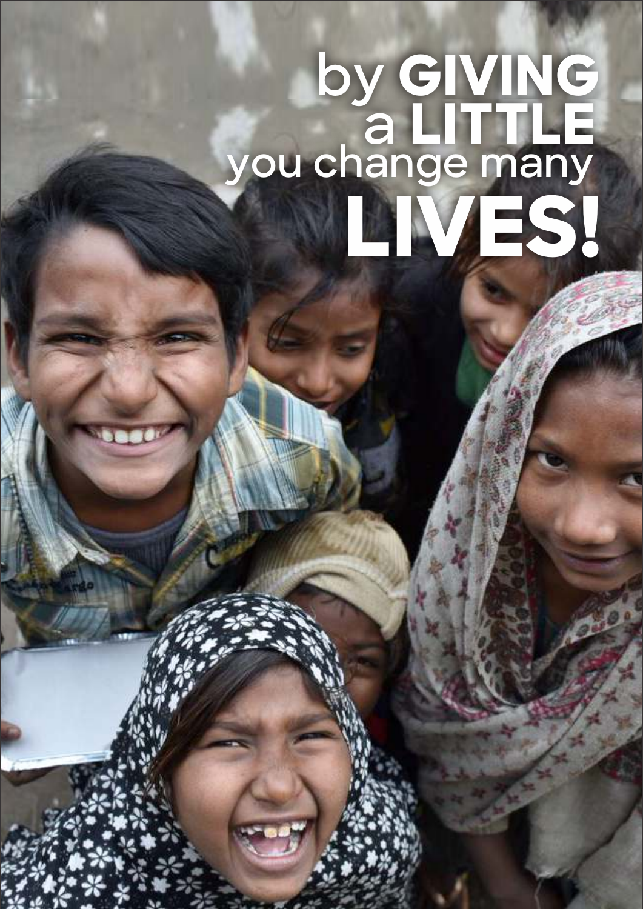# by GIVING a LITTLE you change many LIVES!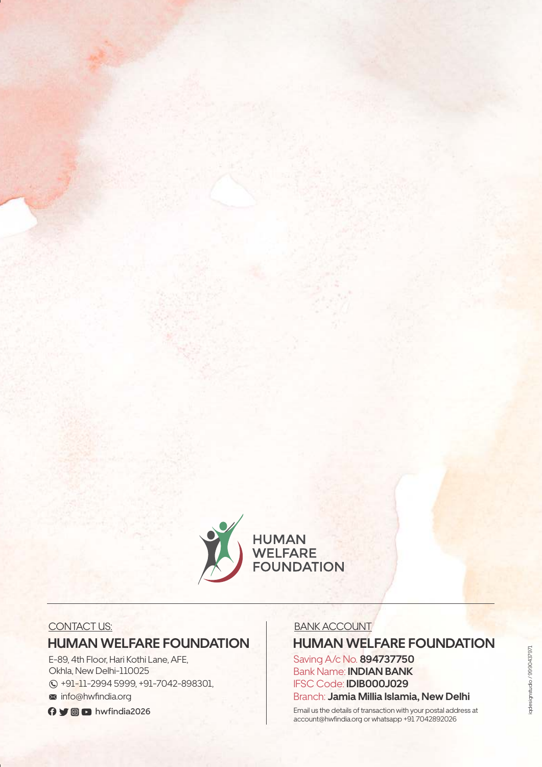HUMAN
WELFARE
FOUNDATION

CONTACT US:

## HUMAN WELFARE FOUNDATION

E-89, 4th Floor, Hari Kothi Lane, AFE,
Okhla, New Delhi-110025
+91-11-2994 5999, +91-7042-898301,
info@hwfindia.org
hwfindia2026

BANK ACCOUNT

## HUMAN WELFARE FOUNDATION

Saving A/c No. **894737750**
Bank Name: **INDIAN BANK**
IFSC Code: **IDIB000J029**
Branch: **Jamia Millia Islamia, New Delhi**

Email us the details of transaction with your postal address at account@hwfindia.org or whatsapp +91 7042892026

iqdesignstudio / 9990437971